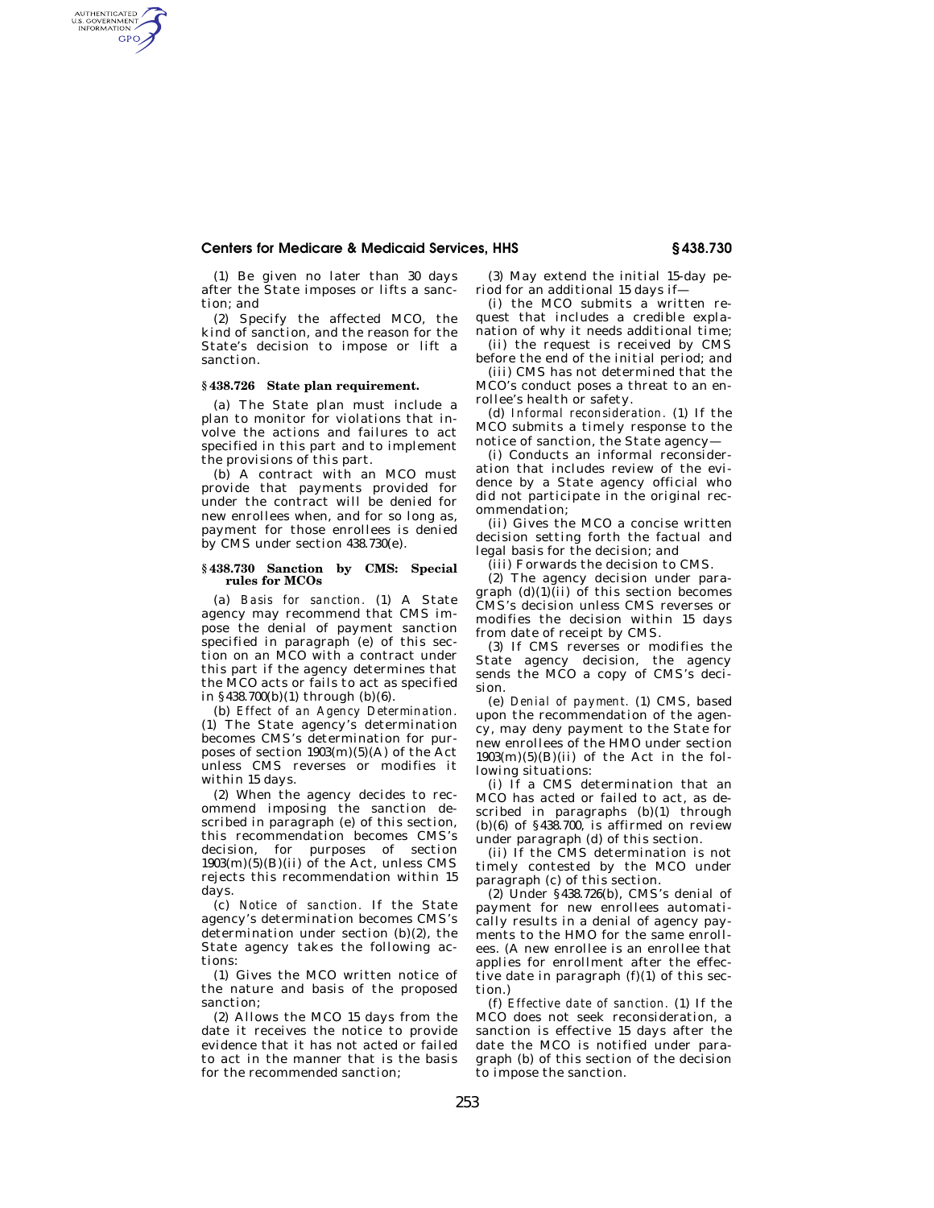(1) Be given no later than 30 days after the State imposes or lifts a sanction; and

(2) Specify the affected MCO, the kind of sanction, and the reason for the State's decision to impose or lift a sanction.

### § 438.726 State plan requirement.

(a) The State plan must include a plan to monitor for violations that involve the actions and failures to act specified in this part and to implement the provisions of this part.

(b) A contract with an MCO must provide that payments provided for under the contract will be denied for new enrollees when, and for so long as, payment for those enrollees is denied by CMS under section 438.730(e).

### § 438.730 Sanction by CMS: Special rules for MCOs

(a) *Basis for sanction.* (1) A State agency may recommend that CMS impose the denial of payment sanction specified in paragraph (e) of this section on an MCO with a contract under this part if the agency determines that the MCO acts or fails to act as specified in §438.700(b)(1) through (b)(6).

(b) *Effect of an Agency Determination.* (1) The State agency's determination becomes CMS's determination for purposes of section 1903(m)(5)(A) of the Act unless CMS reverses or modifies it within 15 days.

(2) When the agency decides to recommend imposing the sanction described in paragraph (e) of this section, this recommendation becomes CMS's decision, for purposes of section 1903(m)(5)(B)(ii) of the Act, unless CMS rejects this recommendation within 15 days.

(c) *Notice of sanction.* If the State agency's determination becomes CMS's determination under section (b)(2), the State agency takes the following actions:

(1) Gives the MCO written notice of the nature and basis of the proposed sanction;

(2) Allows the MCO 15 days from the date it receives the notice to provide evidence that it has not acted or failed to act in the manner that is the basis for the recommended sanction;

(3) May extend the initial 15-day period for an additional 15 days if—

(i) the MCO submits a written request that includes a credible explanation of why it needs additional time;

(ii) the request is received by CMS before the end of the initial period; and

(iii) CMS has not determined that the MCO's conduct poses a threat to an enrollee's health or safety.

(d) *Informal reconsideration.* (1) If the MCO submits a timely response to the notice of sanction, the State agency—

(i) Conducts an informal reconsideration that includes review of the evidence by a State agency official who did not participate in the original recommendation;

(ii) Gives the MCO a concise written decision setting forth the factual and legal basis for the decision; and

(iii) Forwards the decision to CMS.

(2) The agency decision under paragraph (d)(1)(ii) of this section becomes CMS's decision unless CMS reverses or modifies the decision within 15 days from date of receipt by CMS.

(3) If CMS reverses or modifies the State agency decision, the agency sends the MCO a copy of CMS's decision.

(e) *Denial of payment.* (1) CMS, based upon the recommendation of the agency, may deny payment to the State for new enrollees of the HMO under section 1903(m)(5)(B)(ii) of the Act in the following situations:

(i) If a CMS determination that an MCO has acted or failed to act, as described in paragraphs (b)(1) through (b)(6) of §438.700, is affirmed on review under paragraph (d) of this section.

(ii) If the CMS determination is not timely contested by the MCO under paragraph (c) of this section.

(2) Under §438.726(b), CMS's denial of payment for new enrollees automatically results in a denial of agency payments to the HMO for the same enrollees. (A new enrollee is an enrollee that applies for enrollment after the effective date in paragraph (f)(1) of this section.)

(f) *Effective date of sanction.* (1) If the MCO does not seek reconsideration, a sanction is effective 15 days after the date the MCO is notified under paragraph (b) of this section of the decision to impose the sanction.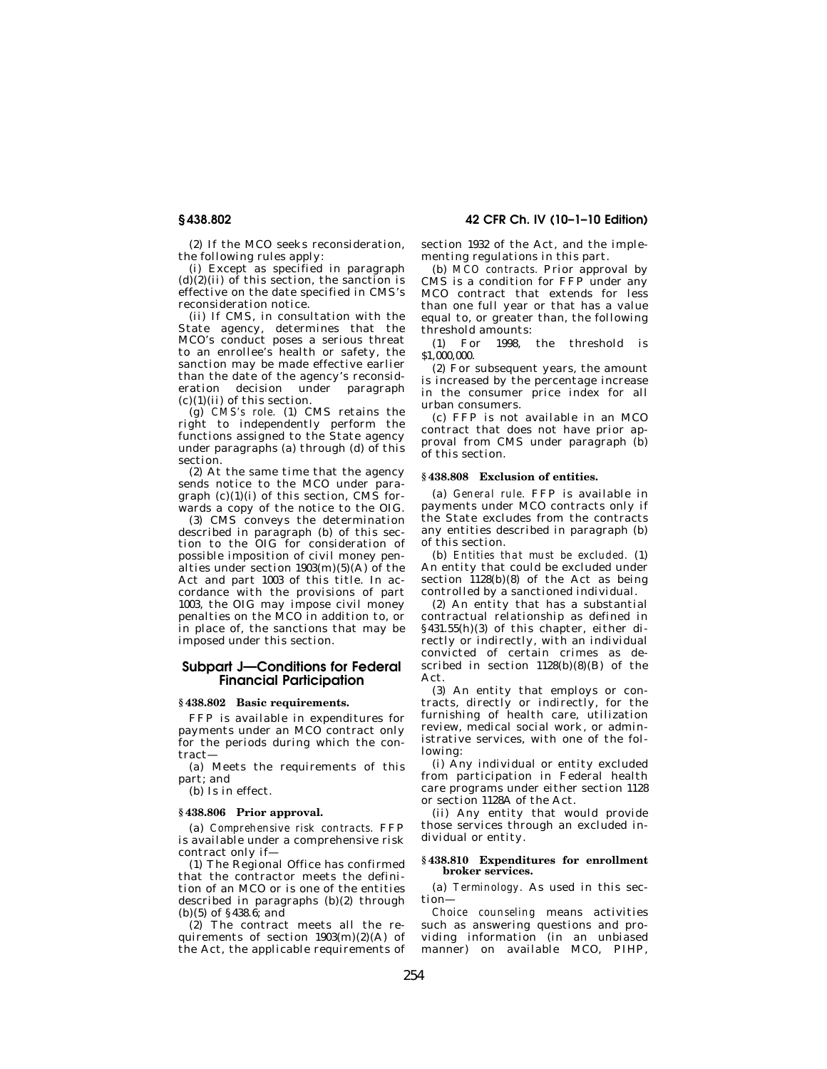(2) If the MCO seeks reconsideration, the following rules apply:

(i) Except as specified in paragraph (d)(2)(ii) of this section, the sanction is effective on the date specified in CMS's reconsideration notice.

(ii) If CMS, in consultation with the State agency, determines that the MCO's conduct poses a serious threat to an enrollee's health or safety, the sanction may be made effective earlier than the date of the agency's reconsideration decision under paragraph (c)(1)(ii) of this section.

(g) *CMS's role.* (1) CMS retains the right to independently perform the functions assigned to the State agency under paragraphs (a) through (d) of this section.

(2) At the same time that the agency sends notice to the MCO under paragraph (c)(1)(i) of this section, CMS forwards a copy of the notice to the OIG.

(3) CMS conveys the determination described in paragraph (b) of this section to the OIG for consideration of possible imposition of civil money penalties under section 1903(m)(5)(A) of the Act and part 1003 of this title. In accordance with the provisions of part 1003, the OIG may impose civil money penalties on the MCO in addition to, or in place of, the sanctions that may be imposed under this section.

## Subpart J—Conditions for Federal Financial Participation

### § 438.802 Basic requirements.

FFP is available in expenditures for payments under an MCO contract only for the periods during which the contract—

(a) Meets the requirements of this part; and

(b) Is in effect.

### § 438.806 Prior approval.

(a) *Comprehensive risk contracts.* FFP is available under a comprehensive risk contract only if—

(1) The Regional Office has confirmed that the contractor meets the definition of an MCO or is one of the entities described in paragraphs (b)(2) through (b)(5) of §438.6; and

(2) The contract meets all the requirements of section 1903(m)(2)(A) of the Act, the applicable requirements of section 1932 of the Act, and the implementing regulations in this part.

(b) *MCO contracts.* Prior approval by CMS is a condition for FFP under any MCO contract that extends for less than one full year or that has a value equal to, or greater than, the following threshold amounts:

(1) For 1998, the threshold is $1,000,000.

(2) For subsequent years, the amount is increased by the percentage increase in the consumer price index for all urban consumers.

(c) FFP is not available in an MCO contract that does not have prior approval from CMS under paragraph (b) of this section.

### § 438.808 Exclusion of entities.

(a) *General rule.* FFP is available in payments under MCO contracts only if the State excludes from the contracts any entities described in paragraph (b) of this section.

(b) *Entities that must be excluded.* (1) An entity that could be excluded under section 1128(b)(8) of the Act as being controlled by a sanctioned individual.

(2) An entity that has a substantial contractual relationship as defined in §431.55(h)(3) of this chapter, either directly or indirectly, with an individual convicted of certain crimes as described in section 1128(b)(8)(B) of the Act.

(3) An entity that employs or contracts, directly or indirectly, for the furnishing of health care, utilization review, medical social work, or administrative services, with one of the following:

(i) Any individual or entity excluded from participation in Federal health care programs under either section 1128 or section 1128A of the Act.

(ii) Any entity that would provide those services through an excluded individual or entity.

### § 438.810 Expenditures for enrollment broker services.

(a) *Terminology.* As used in this section—

*Choice counseling* means activities such as answering questions and providing information (in an unbiased manner) on available MCO, PIHP,